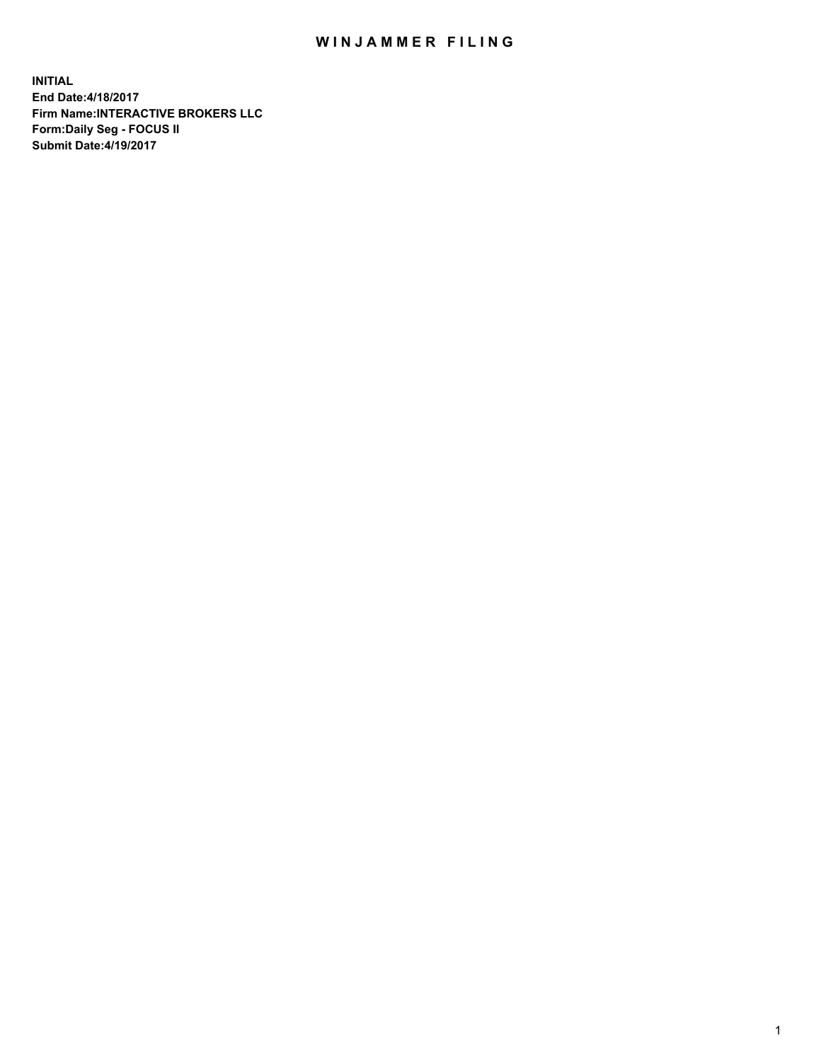# WINJAMMER FILING

**INITIAL**
**End Date:4/18/2017**
**Firm Name:INTERACTIVE BROKERS LLC**
**Form:Daily Seg - FOCUS II**
**Submit Date:4/19/2017**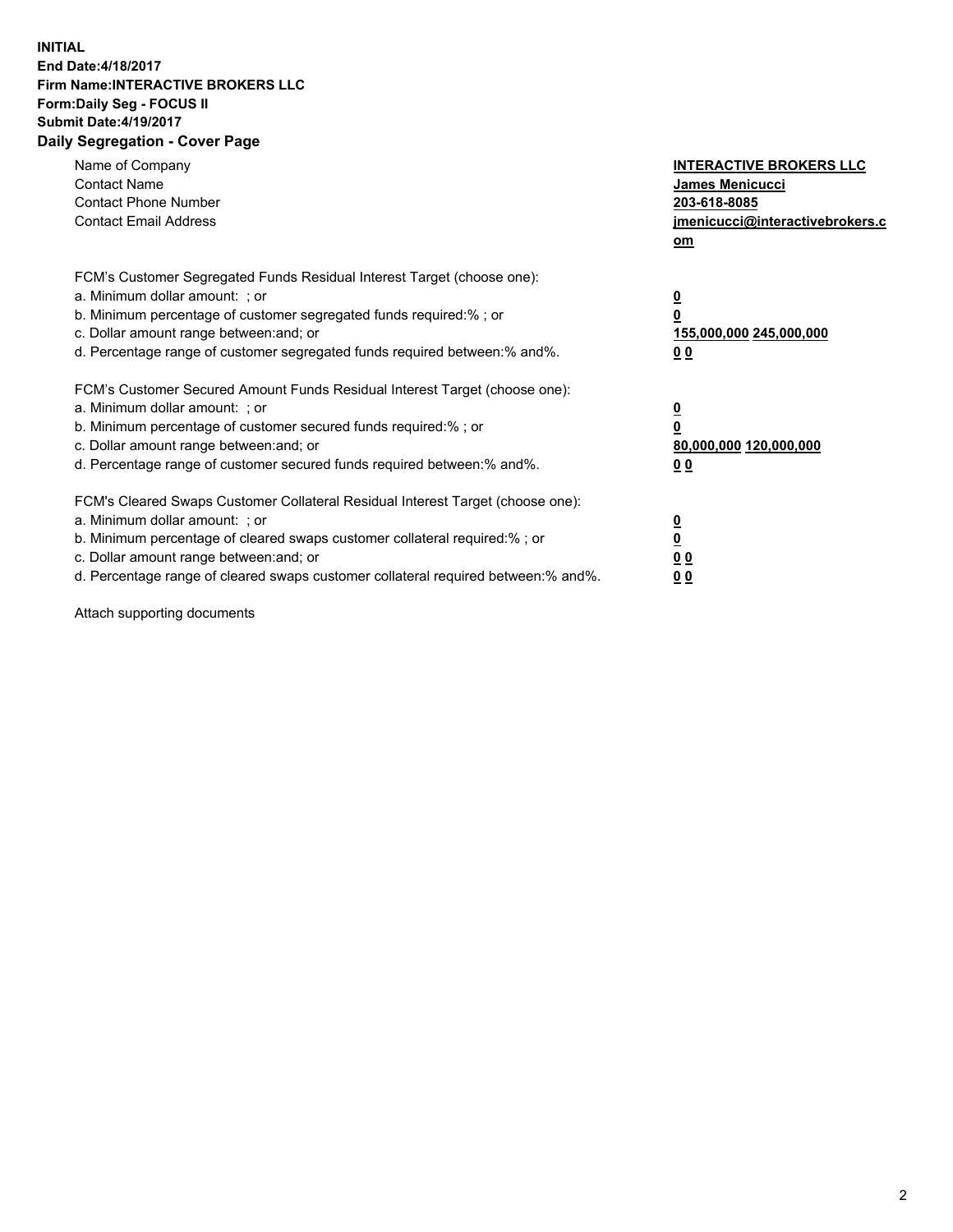**INITIAL**
**End Date:4/18/2017**
**Firm Name:INTERACTIVE BROKERS LLC**
**Form:Daily Seg - FOCUS II**
**Submit Date:4/19/2017**
**Daily Segregation - Cover Page**

| | |
|---|---|
| Name of Company | **INTERACTIVE BROKERS LLC** |
| Contact Name | **James Menicucci** |
| Contact Phone Number | **203-618-8085** |
| Contact Email Address | **jmenicucci@interactivebrokers.com** |

FCM's Customer Segregated Funds Residual Interest Target (choose one):

| | |
|---|---|
| a. Minimum dollar amount: ; or | **0** |
| b. Minimum percentage of customer segregated funds required:% ; or | **0** |
| c. Dollar amount range between:and; or | **155,000,000 245,000,000** |
| d. Percentage range of customer segregated funds required between:% and%. | **0 0** |

FCM's Customer Secured Amount Funds Residual Interest Target (choose one):

| | |
|---|---|
| a. Minimum dollar amount: ; or | **0** |
| b. Minimum percentage of customer secured funds required:% ; or | **0** |
| c. Dollar amount range between:and; or | **80,000,000 120,000,000** |
| d. Percentage range of customer secured funds required between:% and%. | **0 0** |

FCM's Cleared Swaps Customer Collateral Residual Interest Target (choose one):

| | |
|---|---|
| a. Minimum dollar amount: ; or | **0** |
| b. Minimum percentage of cleared swaps customer collateral required:% ; or | **0** |
| c. Dollar amount range between:and; or | **0 0** |
| d. Percentage range of cleared swaps customer collateral required between:% and%. | **0 0** |

Attach supporting documents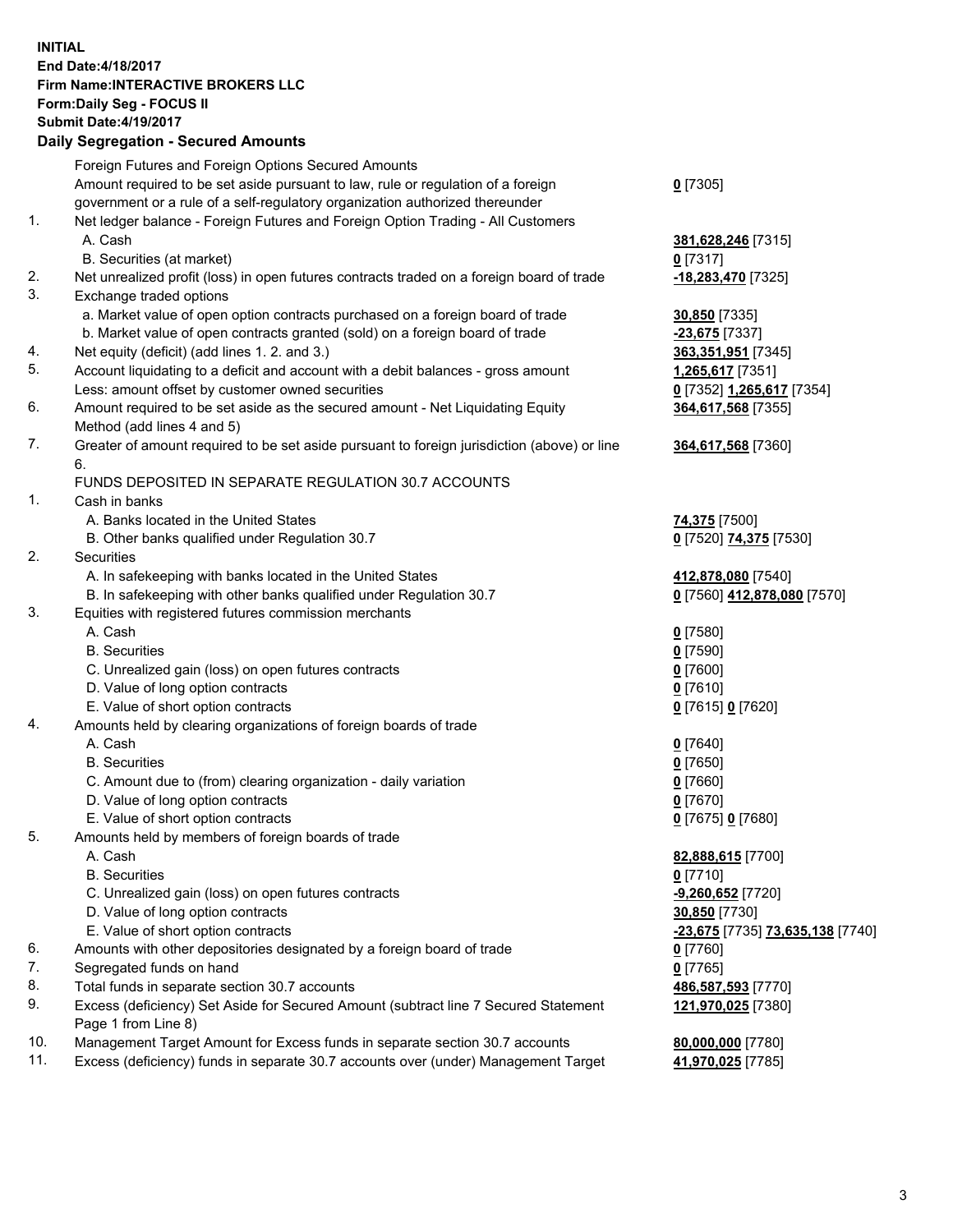**INITIAL**
**End Date:4/18/2017**
**Firm Name:INTERACTIVE BROKERS LLC**
**Form:Daily Seg - FOCUS II**
**Submit Date:4/19/2017**

## Daily Segregation - Secured Amounts

| | | |
|---|---|---|
| | Foreign Futures and Foreign Options Secured Amounts | |
| | Amount required to be set aside pursuant to law, rule or regulation of a foreign government or a rule of a self-regulatory organization authorized thereunder | **0** [7305] |
| 1. | Net ledger balance - Foreign Futures and Foreign Option Trading - All Customers | |
| | A. Cash | **381,628,246** [7315] |
| | B. Securities (at market) | **0** [7317] |
| 2. | Net unrealized profit (loss) in open futures contracts traded on a foreign board of trade | **-18,283,470** [7325] |
| 3. | Exchange traded options | |
| | a. Market value of open option contracts purchased on a foreign board of trade | **30,850** [7335] |
| | b. Market value of open contracts granted (sold) on a foreign board of trade | **-23,675** [7337] |
| 4. | Net equity (deficit) (add lines 1. 2. and 3.) | **363,351,951** [7345] |
| 5. | Account liquidating to a deficit and account with a debit balances - gross amount | **1,265,617** [7351] |
| | Less: amount offset by customer owned securities | **0** [7352] **1,265,617** [7354] |
| 6. | Amount required to be set aside as the secured amount - Net Liquidating Equity Method (add lines 4 and 5) | **364,617,568** [7355] |
| 7. | Greater of amount required to be set aside pursuant to foreign jurisdiction (above) or line 6. | **364,617,568** [7360] |
| | FUNDS DEPOSITED IN SEPARATE REGULATION 30.7 ACCOUNTS | |
| 1. | Cash in banks | |
| | A. Banks located in the United States | **74,375** [7500] |
| | B. Other banks qualified under Regulation 30.7 | **0** [7520] **74,375** [7530] |
| 2. | Securities | |
| | A. In safekeeping with banks located in the United States | **412,878,080** [7540] |
| | B. In safekeeping with other banks qualified under Regulation 30.7 | **0** [7560] **412,878,080** [7570] |
| 3. | Equities with registered futures commission merchants | |
| | A. Cash | **0** [7580] |
| | B. Securities | **0** [7590] |
| | C. Unrealized gain (loss) on open futures contracts | **0** [7600] |
| | D. Value of long option contracts | **0** [7610] |
| | E. Value of short option contracts | **0** [7615] **0** [7620] |
| 4. | Amounts held by clearing organizations of foreign boards of trade | |
| | A. Cash | **0** [7640] |
| | B. Securities | **0** [7650] |
| | C. Amount due to (from) clearing organization - daily variation | **0** [7660] |
| | D. Value of long option contracts | **0** [7670] |
| | E. Value of short option contracts | **0** [7675] **0** [7680] |
| 5. | Amounts held by members of foreign boards of trade | |
| | A. Cash | **82,888,615** [7700] |
| | B. Securities | **0** [7710] |
| | C. Unrealized gain (loss) on open futures contracts | **-9,260,652** [7720] |
| | D. Value of long option contracts | **30,850** [7730] |
| | E. Value of short option contracts | **-23,675** [7735] **73,635,138** [7740] |
| 6. | Amounts with other depositories designated by a foreign board of trade | **0** [7760] |
| 7. | Segregated funds on hand | **0** [7765] |
| 8. | Total funds in separate section 30.7 accounts | **486,587,593** [7770] |
| 9. | Excess (deficiency) Set Aside for Secured Amount (subtract line 7 Secured Statement Page 1 from Line 8) | **121,970,025** [7380] |
| 10. | Management Target Amount for Excess funds in separate section 30.7 accounts | **80,000,000** [7780] |
| 11. | Excess (deficiency) funds in separate 30.7 accounts over (under) Management Target | **41,970,025** [7785] |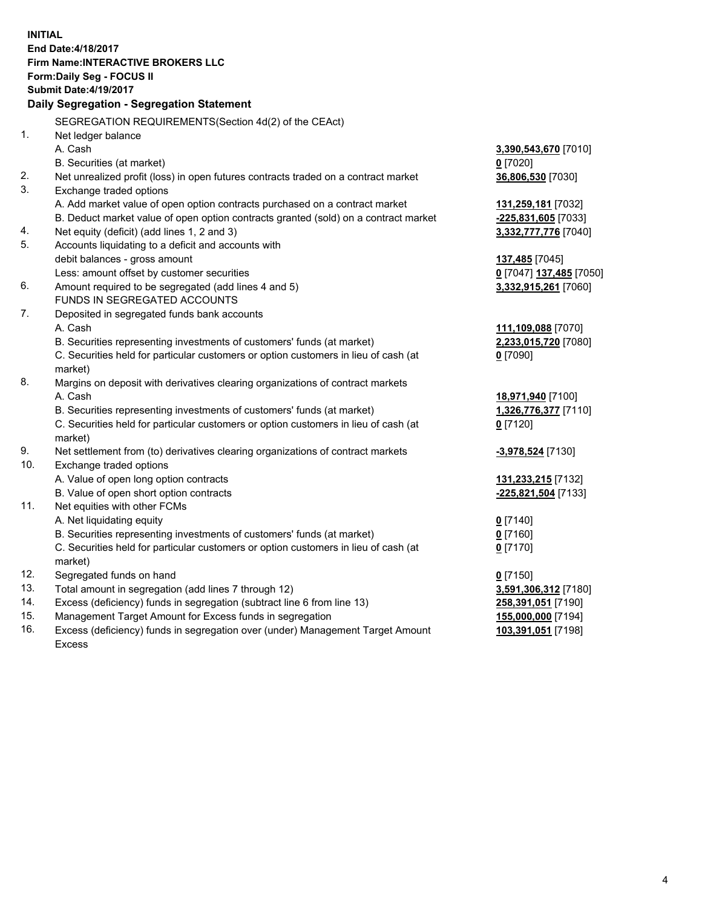**INITIAL**
**End Date:4/18/2017**
**Firm Name:INTERACTIVE BROKERS LLC**
**Form:Daily Seg - FOCUS II**
**Submit Date:4/19/2017**

**Daily Segregation - Segregation Statement**

SEGREGATION REQUIREMENTS(Section 4d(2) of the CEAct)

| | | |
|---|---|---|
| 1. | Net ledger balance | |
| | A. Cash | **3,390,543,670** [7010] |
| | B. Securities (at market) | **0** [7020] |
| 2. | Net unrealized profit (loss) in open futures contracts traded on a contract market | **36,806,530** [7030] |
| 3. | Exchange traded options | |
| | A. Add market value of open option contracts purchased on a contract market | **131,259,181** [7032] |
| | B. Deduct market value of open option contracts granted (sold) on a contract market | **-225,831,605** [7033] |
| 4. | Net equity (deficit) (add lines 1, 2 and 3) | **3,332,777,776** [7040] |
| 5. | Accounts liquidating to a deficit and accounts with debit balances - gross amount | **137,485** [7045] |
| | Less: amount offset by customer securities | **0** [7047] **137,485** [7050] |
| 6. | Amount required to be segregated (add lines 4 and 5) | **3,332,915,261** [7060] |
| | FUNDS IN SEGREGATED ACCOUNTS | |
| 7. | Deposited in segregated funds bank accounts | |
| | A. Cash | **111,109,088** [7070] |
| | B. Securities representing investments of customers' funds (at market) | **2,233,015,720** [7080] |
| | C. Securities held for particular customers or option customers in lieu of cash (at market) | **0** [7090] |
| 8. | Margins on deposit with derivatives clearing organizations of contract markets | |
| | A. Cash | **18,971,940** [7100] |
| | B. Securities representing investments of customers' funds (at market) | **1,326,776,377** [7110] |
| | C. Securities held for particular customers or option customers in lieu of cash (at market) | **0** [7120] |
| 9. | Net settlement from (to) derivatives clearing organizations of contract markets | **-3,978,524** [7130] |
| 10. | Exchange traded options | |
| | A. Value of open long option contracts | **131,233,215** [7132] |
| | B. Value of open short option contracts | **-225,821,504** [7133] |
| 11. | Net equities with other FCMs | |
| | A. Net liquidating equity | **0** [7140] |
| | B. Securities representing investments of customers' funds (at market) | **0** [7160] |
| | C. Securities held for particular customers or option customers in lieu of cash (at market) | **0** [7170] |
| 12. | Segregated funds on hand | **0** [7150] |
| 13. | Total amount in segregation (add lines 7 through 12) | **3,591,306,312** [7180] |
| 14. | Excess (deficiency) funds in segregation (subtract line 6 from line 13) | **258,391,051** [7190] |
| 15. | Management Target Amount for Excess funds in segregation | **155,000,000** [7194] |
| 16. | Excess (deficiency) funds in segregation over (under) Management Target Amount Excess | **103,391,051** [7198] |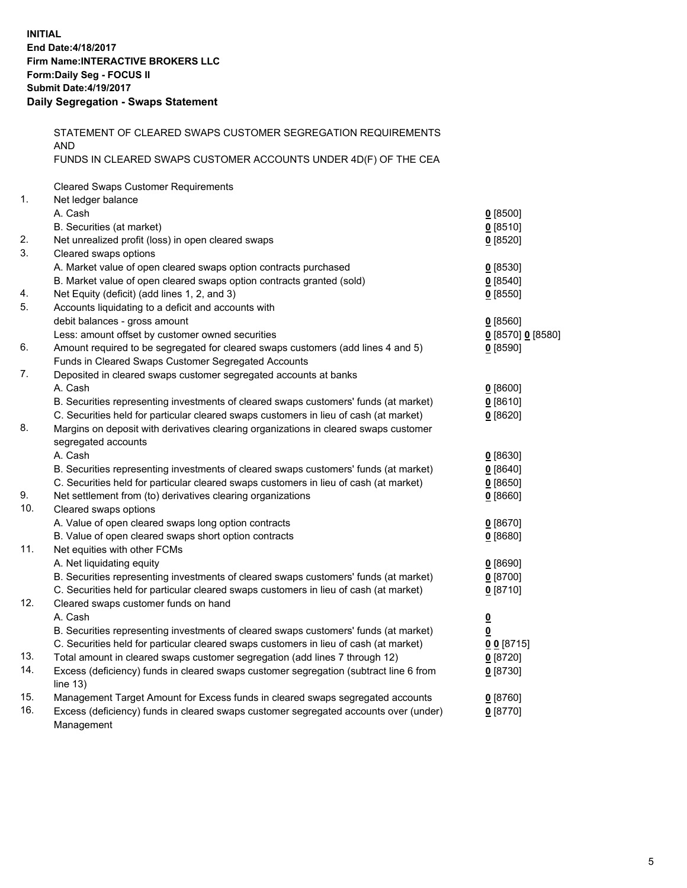**INITIAL**
**End Date:4/18/2017**
**Firm Name:INTERACTIVE BROKERS LLC**
**Form:Daily Seg - FOCUS II**
**Submit Date:4/19/2017**
**Daily Segregation - Swaps Statement**

STATEMENT OF CLEARED SWAPS CUSTOMER SEGREGATION REQUIREMENTS AND FUNDS IN CLEARED SWAPS CUSTOMER ACCOUNTS UNDER 4D(F) OF THE CEA

| | | |
|---|---|---|
| | Cleared Swaps Customer Requirements | |
| 1. | Net ledger balance | |
| | A. Cash | **0** [8500] |
| | B. Securities (at market) | **0** [8510] |
| 2. | Net unrealized profit (loss) in open cleared swaps | **0** [8520] |
| 3. | Cleared swaps options | |
| | A. Market value of open cleared swaps option contracts purchased | **0** [8530] |
| | B. Market value of open cleared swaps option contracts granted (sold) | **0** [8540] |
| 4. | Net Equity (deficit) (add lines 1, 2, and 3) | **0** [8550] |
| 5. | Accounts liquidating to a deficit and accounts with debit balances - gross amount | **0** [8560] |
| | Less: amount offset by customer owned securities | **0** [8570] **0** [8580] |
| 6. | Amount required to be segregated for cleared swaps customers (add lines 4 and 5) | **0** [8590] |
| | Funds in Cleared Swaps Customer Segregated Accounts | |
| 7. | Deposited in cleared swaps customer segregated accounts at banks | |
| | A. Cash | **0** [8600] |
| | B. Securities representing investments of cleared swaps customers' funds (at market) | **0** [8610] |
| | C. Securities held for particular cleared swaps customers in lieu of cash (at market) | **0** [8620] |
| 8. | Margins on deposit with derivatives clearing organizations in cleared swaps customer segregated accounts | |
| | A. Cash | **0** [8630] |
| | B. Securities representing investments of cleared swaps customers' funds (at market) | **0** [8640] |
| | C. Securities held for particular cleared swaps customers in lieu of cash (at market) | **0** [8650] |
| 9. | Net settlement from (to) derivatives clearing organizations | **0** [8660] |
| 10. | Cleared swaps options | |
| | A. Value of open cleared swaps long option contracts | **0** [8670] |
| | B. Value of open cleared swaps short option contracts | **0** [8680] |
| 11. | Net equities with other FCMs | |
| | A. Net liquidating equity | **0** [8690] |
| | B. Securities representing investments of cleared swaps customers' funds (at market) | **0** [8700] |
| | C. Securities held for particular cleared swaps customers in lieu of cash (at market) | **0** [8710] |
| 12. | Cleared swaps customer funds on hand | |
| | A. Cash | **0** |
| | B. Securities representing investments of cleared swaps customers' funds (at market) | **0** |
| | C. Securities held for particular cleared swaps customers in lieu of cash (at market) | **0** **0** [8715] |
| 13. | Total amount in cleared swaps customer segregation (add lines 7 through 12) | **0** [8720] |
| 14. | Excess (deficiency) funds in cleared swaps customer segregation (subtract line 6 from line 13) | **0** [8730] |
| 15. | Management Target Amount for Excess funds in cleared swaps segregated accounts | **0** [8760] |
| 16. | Excess (deficiency) funds in cleared swaps customer segregated accounts over (under) Management | **0** [8770] |